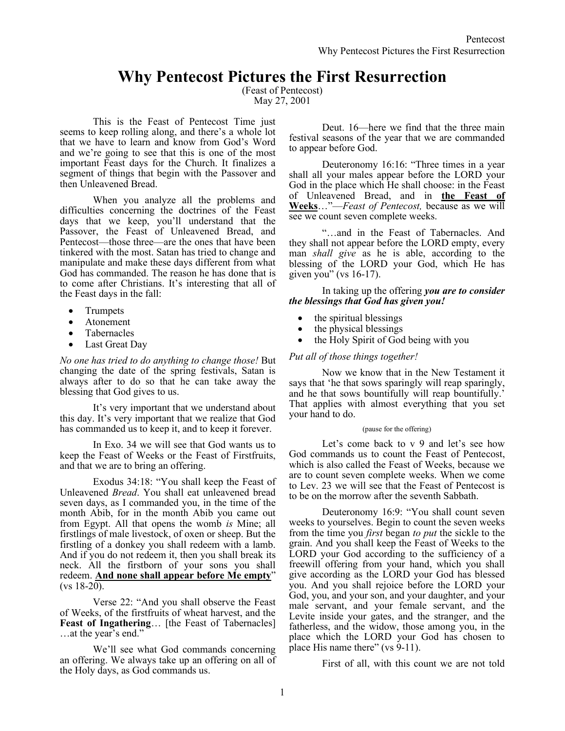# Why Pentecost Pictures the First Resurrection

(Feast of Pentecost)
May 27, 2001

This is the Feast of Pentecost Time just seems to keep rolling along, and there's a whole lot that we have to learn and know from God's Word and we're going to see that this is one of the most important Feast days for the Church. It finalizes a segment of things that begin with the Passover and then Unleavened Bread.

When you analyze all the problems and difficulties concerning the doctrines of the Feast days that we keep, you'll understand that the Passover, the Feast of Unleavened Bread, and Pentecost—those three—are the ones that have been tinkered with the most. Satan has tried to change and manipulate and make these days different from what God has commanded. The reason he has done that is to come after Christians. It's interesting that all of the Feast days in the fall:

- Trumpets
- Atonement
- Tabernacles
- Last Great Day

*No one has tried to do anything to change those!* But changing the date of the spring festivals, Satan is always after to do so that he can take away the blessing that God gives to us.

It's very important that we understand about this day. It's very important that we realize that God has commanded us to keep it, and to keep it forever.

In Exo. 34 we will see that God wants us to keep the Feast of Weeks or the Feast of Firstfruits, and that we are to bring an offering.

Exodus 34:18: "You shall keep the Feast of Unleavened *Bread*. You shall eat unleavened bread seven days, as I commanded you, in the time of the month Abib, for in the month Abib you came out from Egypt. All that opens the womb *is* Mine; all firstlings of male livestock, of oxen or sheep. But the firstling of a donkey you shall redeem with a lamb. And if you do not redeem it, then you shall break its neck. All the firstborn of your sons you shall redeem. **<u>And none shall appear before Me empty</u>**" (vs 18-20).

Verse 22: "And you shall observe the Feast of Weeks, of the firstfruits of wheat harvest, and the **Feast of Ingathering**… [the Feast of Tabernacles] …at the year's end."

We'll see what God commands concerning an offering. We always take up an offering on all of the Holy days, as God commands us.

Deut. 16—here we find that the three main festival seasons of the year that we are commanded to appear before God.

Deuteronomy 16:16: "Three times in a year shall all your males appear before the LORD your God in the place which He shall choose: in the Feast of Unleavened Bread, and in **<u>the Feast of Weeks</u>**…"—*Feast of Pentecost,* because as we will see we count seven complete weeks.

"…and in the Feast of Tabernacles. And they shall not appear before the LORD empty, every man *shall give* as he is able, according to the blessing of the LORD your God, which He has given you" (vs 16-17).

In taking up the offering ***you are to consider the blessings that God has given you!***

- the spiritual blessings
- the physical blessings
- the Holy Spirit of God being with you

*Put all of those things together!*

Now we know that in the New Testament it says that 'he that sows sparingly will reap sparingly, and he that sows bountifully will reap bountifully.' That applies with almost everything that you set your hand to do.

(pause for the offering)

Let's come back to v 9 and let's see how God commands us to count the Feast of Pentecost, which is also called the Feast of Weeks, because we are to count seven complete weeks. When we come to Lev. 23 we will see that the Feast of Pentecost is to be on the morrow after the seventh Sabbath.

Deuteronomy 16:9: "You shall count seven weeks to yourselves. Begin to count the seven weeks from the time you *first* began *to put* the sickle to the grain. And you shall keep the Feast of Weeks to the LORD your God according to the sufficiency of a freewill offering from your hand, which you shall give according as the LORD your God has blessed you. And you shall rejoice before the LORD your God, you, and your son, and your daughter, and your male servant, and your female servant, and the Levite inside your gates, and the stranger, and the fatherless, and the widow, those among you, in the place which the LORD your God has chosen to place His name there" (vs 9-11).

First of all, with this count we are not told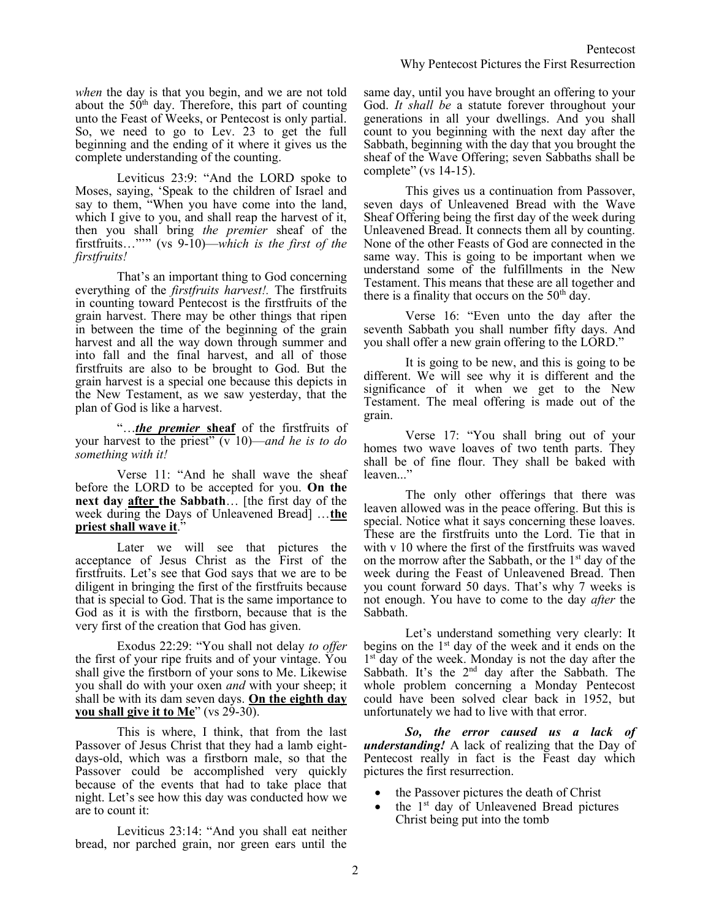*when* the day is that you begin, and we are not told about the 50th day. Therefore, this part of counting unto the Feast of Weeks, or Pentecost is only partial. So, we need to go to Lev. 23 to get the full beginning and the ending of it where it gives us the complete understanding of the counting.

Leviticus 23:9: "And the LORD spoke to Moses, saying, 'Speak to the children of Israel and say to them, "When you have come into the land, which I give to you, and shall reap the harvest of it, then you shall bring *the premier* sheaf of the firstfruits…"'" (vs 9-10)—*which is the first of the firstfruits!*

That's an important thing to God concerning everything of the *firstfruits harvest!.* The firstfruits in counting toward Pentecost is the firstfruits of the grain harvest. There may be other things that ripen in between the time of the beginning of the grain harvest and all the way down through summer and into fall and the final harvest, and all of those firstfruits are also to be brought to God. But the grain harvest is a special one because this depicts in the New Testament, as we saw yesterday, that the plan of God is like a harvest.

"…***the premier*** **sheaf** of the firstfruits of your harvest to the priest" (v 10)—*and he is to do something with it!*

Verse 11: "And he shall wave the sheaf before the LORD to be accepted for you. **On the next day after the Sabbath**… [the first day of the week during the Days of Unleavened Bread] …**the priest shall wave it**."

Later we will see that pictures the acceptance of Jesus Christ as the First of the firstfruits. Let's see that God says that we are to be diligent in bringing the first of the firstfruits because that is special to God. That is the same importance to God as it is with the firstborn, because that is the very first of the creation that God has given.

Exodus 22:29: "You shall not delay *to offer* the first of your ripe fruits and of your vintage. You shall give the firstborn of your sons to Me. Likewise you shall do with your oxen *and* with your sheep; it shall be with its dam seven days. **On the eighth day you shall give it to Me**" (vs 29-30).

This is where, I think, that from the last Passover of Jesus Christ that they had a lamb eight-days-old, which was a firstborn male, so that the Passover could be accomplished very quickly because of the events that had to take place that night. Let's see how this day was conducted how we are to count it:

Leviticus 23:14: "And you shall eat neither bread, nor parched grain, nor green ears until the same day, until you have brought an offering to your God. *It shall be* a statute forever throughout your generations in all your dwellings. And you shall count to you beginning with the next day after the Sabbath, beginning with the day that you brought the sheaf of the Wave Offering; seven Sabbaths shall be complete" (vs 14-15).

This gives us a continuation from Passover, seven days of Unleavened Bread with the Wave Sheaf Offering being the first day of the week during Unleavened Bread. It connects them all by counting. None of the other Feasts of God are connected in the same way. This is going to be important when we understand some of the fulfillments in the New Testament. This means that these are all together and there is a finality that occurs on the 50th day.

Verse 16: "Even unto the day after the seventh Sabbath you shall number fifty days. And you shall offer a new grain offering to the LORD."

It is going to be new, and this is going to be different. We will see why it is different and the significance of it when we get to the New Testament. The meal offering is made out of the grain.

Verse 17: "You shall bring out of your homes two wave loaves of two tenth parts. They shall be of fine flour. They shall be baked with leaven..."

The only other offerings that there was leaven allowed was in the peace offering. But this is special. Notice what it says concerning these loaves. These are the firstfruits unto the Lord. Tie that in with v 10 where the first of the firstfruits was waved on the morrow after the Sabbath, or the 1st day of the week during the Feast of Unleavened Bread. Then you count forward 50 days. That's why 7 weeks is not enough. You have to come to the day *after* the Sabbath.

Let's understand something very clearly: It begins on the 1st day of the week and it ends on the 1st day of the week. Monday is not the day after the Sabbath. It's the 2nd day after the Sabbath. The whole problem concerning a Monday Pentecost could have been solved clear back in 1952, but unfortunately we had to live with that error.

***So, the error caused us a lack of understanding!*** A lack of realizing that the Day of Pentecost really in fact is the Feast day which pictures the first resurrection.

- the Passover pictures the death of Christ
- the 1st day of Unleavened Bread pictures Christ being put into the tomb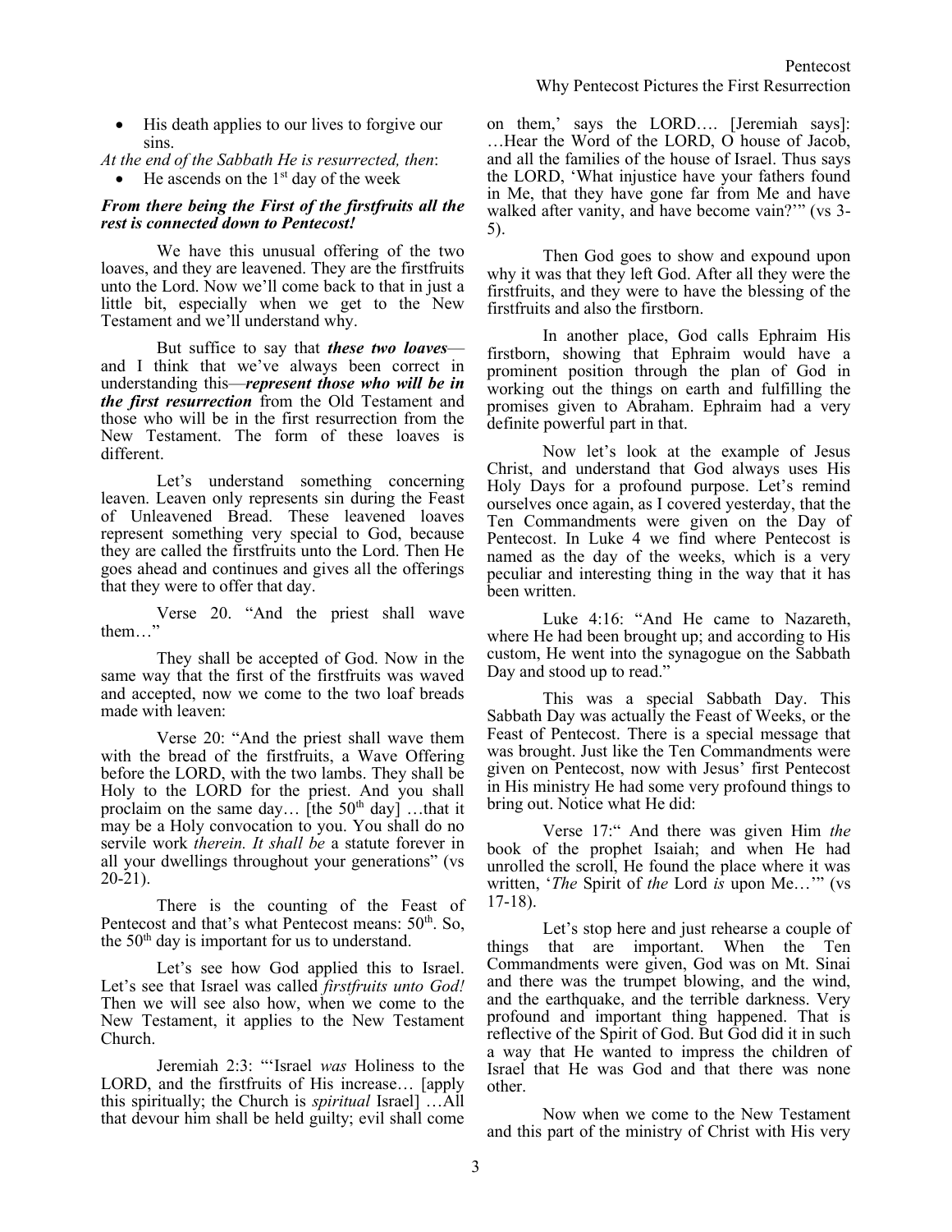- His death applies to our lives to forgive our sins.

*At the end of the Sabbath He is resurrected, then*:

- He ascends on the 1st day of the week

***From there being the First of the firstfruits all the rest is connected down to Pentecost!***

We have this unusual offering of the two loaves, and they are leavened. They are the firstfruits unto the Lord. Now we'll come back to that in just a little bit, especially when we get to the New Testament and we'll understand why.

But suffice to say that ***these two loaves***—and I think that we've always been correct in understanding this—***represent those who will be in the first resurrection*** from the Old Testament and those who will be in the first resurrection from the New Testament. The form of these loaves is different.

Let's understand something concerning leaven. Leaven only represents sin during the Feast of Unleavened Bread. These leavened loaves represent something very special to God, because they are called the firstfruits unto the Lord. Then He goes ahead and continues and gives all the offerings that they were to offer that day.

Verse 20. "And the priest shall wave them…"

They shall be accepted of God. Now in the same way that the first of the firstfruits was waved and accepted, now we come to the two loaf breads made with leaven:

Verse 20: "And the priest shall wave them with the bread of the firstfruits, a Wave Offering before the LORD, with the two lambs. They shall be Holy to the LORD for the priest. And you shall proclaim on the same day… [the 50th day] …that it may be a Holy convocation to you. You shall do no servile work *therein. It shall be* a statute forever in all your dwellings throughout your generations" (vs 20-21).

There is the counting of the Feast of Pentecost and that's what Pentecost means: 50th. So, the 50th day is important for us to understand.

Let's see how God applied this to Israel. Let's see that Israel was called *firstfruits unto God!* Then we will see also how, when we come to the New Testament, it applies to the New Testament Church.

Jeremiah 2:3: "'Israel *was* Holiness to the LORD, and the firstfruits of His increase… [apply this spiritually; the Church is *spiritual* Israel] …All that devour him shall be held guilty; evil shall come on them,' says the LORD…. [Jeremiah says]: …Hear the Word of the LORD, O house of Jacob, and all the families of the house of Israel. Thus says the LORD, 'What injustice have your fathers found in Me, that they have gone far from Me and have walked after vanity, and have become vain?'" (vs 3-5).

Then God goes to show and expound upon why it was that they left God. After all they were the firstfruits, and they were to have the blessing of the firstfruits and also the firstborn.

In another place, God calls Ephraim His firstborn, showing that Ephraim would have a prominent position through the plan of God in working out the things on earth and fulfilling the promises given to Abraham. Ephraim had a very definite powerful part in that.

Now let's look at the example of Jesus Christ, and understand that God always uses His Holy Days for a profound purpose. Let's remind ourselves once again, as I covered yesterday, that the Ten Commandments were given on the Day of Pentecost. In Luke 4 we find where Pentecost is named as the day of the weeks, which is a very peculiar and interesting thing in the way that it has been written.

Luke 4:16: "And He came to Nazareth, where He had been brought up; and according to His custom, He went into the synagogue on the Sabbath Day and stood up to read."

This was a special Sabbath Day. This Sabbath Day was actually the Feast of Weeks, or the Feast of Pentecost. There is a special message that was brought. Just like the Ten Commandments were given on Pentecost, now with Jesus' first Pentecost in His ministry He had some very profound things to bring out. Notice what He did:

Verse 17:" And there was given Him *the* book of the prophet Isaiah; and when He had unrolled the scroll, He found the place where it was written, '*The* Spirit of *the* Lord *is* upon Me…'" (vs 17-18).

Let's stop here and just rehearse a couple of things that are important. When the Ten Commandments were given, God was on Mt. Sinai and there was the trumpet blowing, and the wind, and the earthquake, and the terrible darkness. Very profound and important thing happened. That is reflective of the Spirit of God. But God did it in such a way that He wanted to impress the children of Israel that He was God and that there was none other.

Now when we come to the New Testament and this part of the ministry of Christ with His very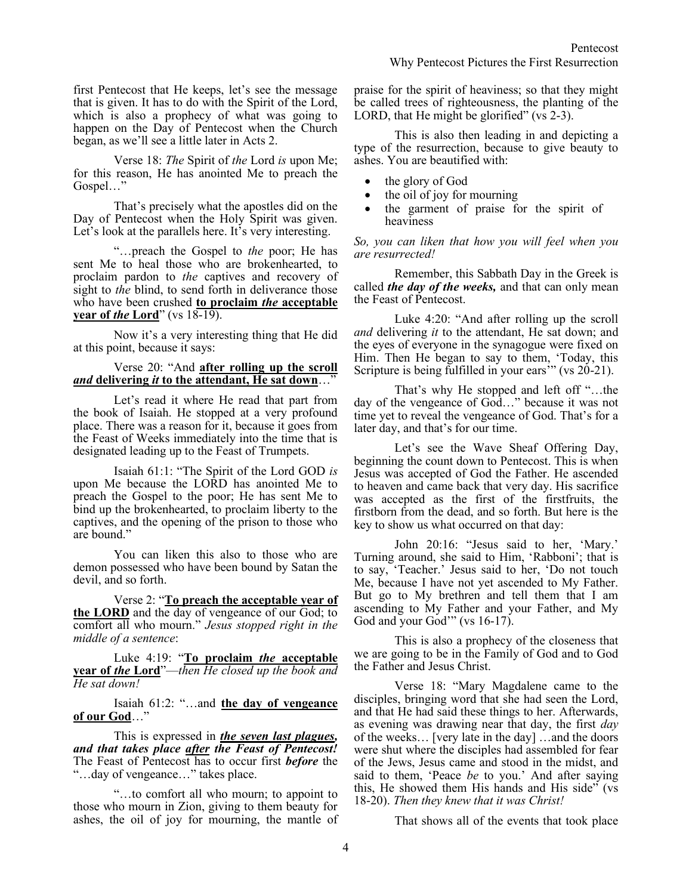first Pentecost that He keeps, let's see the message that is given. It has to do with the Spirit of the Lord, which is also a prophecy of what was going to happen on the Day of Pentecost when the Church began, as we'll see a little later in Acts 2.

Verse 18: *The* Spirit of *the* Lord *is* upon Me; for this reason, He has anointed Me to preach the Gospel…"

That's precisely what the apostles did on the Day of Pentecost when the Holy Spirit was given. Let's look at the parallels here. It's very interesting.

"…preach the Gospel to *the* poor; He has sent Me to heal those who are brokenhearted, to proclaim pardon to *the* captives and recovery of sight to *the* blind, to send forth in deliverance those who have been crushed **to proclaim *the* acceptable year of *the* Lord**" (vs 18-19).

Now it's a very interesting thing that He did at this point, because it says:

Verse 20: "And **after rolling up the scroll *and* delivering *it* to the attendant, He sat down**…"

Let's read it where He read that part from the book of Isaiah. He stopped at a very profound place. There was a reason for it, because it goes from the Feast of Weeks immediately into the time that is designated leading up to the Feast of Trumpets.

Isaiah 61:1: "The Spirit of the Lord GOD *is* upon Me because the LORD has anointed Me to preach the Gospel to the poor; He has sent Me to bind up the brokenhearted, to proclaim liberty to the captives, and the opening of the prison to those who are bound."

You can liken this also to those who are demon possessed who have been bound by Satan the devil, and so forth.

Verse 2: "**To preach the acceptable year of the LORD** and the day of vengeance of our God; to comfort all who mourn." *Jesus stopped right in the middle of a sentence*:

Luke 4:19: "**To proclaim *the* acceptable year of *the* Lord**"—*then He closed up the book and He sat down!*

Isaiah 61:2: "…and **the day of vengeance of our God**…"

This is expressed in ***the seven last plagues, and that takes place after the Feast of Pentecost!*** The Feast of Pentecost has to occur first ***before*** the "…day of vengeance…" takes place.

"…to comfort all who mourn; to appoint to those who mourn in Zion, giving to them beauty for ashes, the oil of joy for mourning, the mantle of praise for the spirit of heaviness; so that they might be called trees of righteousness, the planting of the LORD, that He might be glorified" (vs 2-3).

This is also then leading in and depicting a type of the resurrection, because to give beauty to ashes. You are beautified with:

- the glory of God
- the oil of joy for mourning
- the garment of praise for the spirit of heaviness

*So, you can liken that how you will feel when you are resurrected!*

Remember, this Sabbath Day in the Greek is called ***the day of the weeks,*** and that can only mean the Feast of Pentecost.

Luke 4:20: "And after rolling up the scroll *and* delivering *it* to the attendant, He sat down; and the eyes of everyone in the synagogue were fixed on Him. Then He began to say to them, 'Today, this Scripture is being fulfilled in your ears'" (vs 20-21).

That's why He stopped and left off "…the day of the vengeance of God…" because it was not time yet to reveal the vengeance of God. That's for a later day, and that's for our time.

Let's see the Wave Sheaf Offering Day, beginning the count down to Pentecost. This is when Jesus was accepted of God the Father. He ascended to heaven and came back that very day. His sacrifice was accepted as the first of the firstfruits, the firstborn from the dead, and so forth. But here is the key to show us what occurred on that day:

John 20:16: "Jesus said to her, 'Mary.' Turning around, she said to Him, 'Rabboni'; that is to say, 'Teacher.' Jesus said to her, 'Do not touch Me, because I have not yet ascended to My Father. But go to My brethren and tell them that I am ascending to My Father and your Father, and My God and your God'" (vs 16-17).

This is also a prophecy of the closeness that we are going to be in the Family of God and to God the Father and Jesus Christ.

Verse 18: "Mary Magdalene came to the disciples, bringing word that she had seen the Lord, and that He had said these things to her. Afterwards, as evening was drawing near that day, the first *day* of the weeks… [very late in the day] …and the doors were shut where the disciples had assembled for fear of the Jews, Jesus came and stood in the midst, and said to them, 'Peace *be* to you.' And after saying this, He showed them His hands and His side" (vs 18-20). *Then they knew that it was Christ!*

That shows all of the events that took place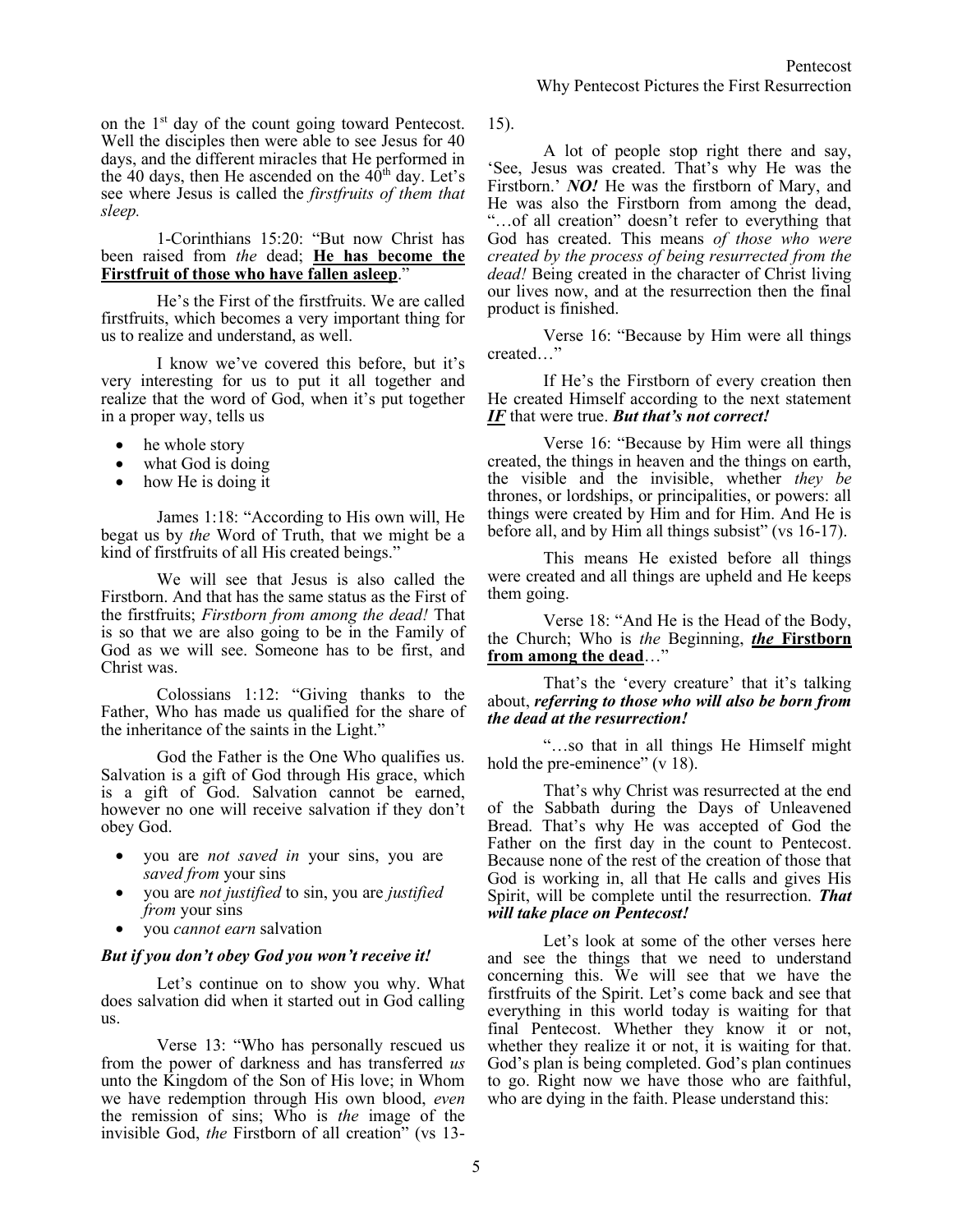on the 1st day of the count going toward Pentecost. Well the disciples then were able to see Jesus for 40 days, and the different miracles that He performed in the 40 days, then He ascended on the 40th day. Let's see where Jesus is called the *firstfruits of them that sleep.*

1-Corinthians 15:20: "But now Christ has been raised from *the* dead; **He has become the Firstfruit of those who have fallen asleep**."

He's the First of the firstfruits. We are called firstfruits, which becomes a very important thing for us to realize and understand, as well.

I know we've covered this before, but it's very interesting for us to put it all together and realize that the word of God, when it's put together in a proper way, tells us

- he whole story
- what God is doing
- how He is doing it

James 1:18: "According to His own will, He begat us by *the* Word of Truth, that we might be a kind of firstfruits of all His created beings."

We will see that Jesus is also called the Firstborn. And that has the same status as the First of the firstfruits; *Firstborn from among the dead!* That is so that we are also going to be in the Family of God as we will see. Someone has to be first, and Christ was.

Colossians 1:12: "Giving thanks to the Father, Who has made us qualified for the share of the inheritance of the saints in the Light."

God the Father is the One Who qualifies us. Salvation is a gift of God through His grace, which is a gift of God. Salvation cannot be earned, however no one will receive salvation if they don't obey God.

- you are *not saved in* your sins, you are *saved from* your sins
- you are *not justified* to sin, you are *justified from* your sins
- you *cannot earn* salvation

***But if you don't obey God you won't receive it!***

Let's continue on to show you why. What does salvation did when it started out in God calling us.

Verse 13: "Who has personally rescued us from the power of darkness and has transferred *us* unto the Kingdom of the Son of His love; in Whom we have redemption through His own blood, *even* the remission of sins; Who is *the* image of the invisible God, *the* Firstborn of all creation" (vs 13-15).

A lot of people stop right there and say, 'See, Jesus was created. That's why He was the Firstborn.' ***NO!*** He was the firstborn of Mary, and He was also the Firstborn from among the dead, "…of all creation" doesn't refer to everything that God has created. This means *of those who were created by the process of being resurrected from the dead!* Being created in the character of Christ living our lives now, and at the resurrection then the final product is finished.

Verse 16: "Because by Him were all things created…"

If He's the Firstborn of every creation then He created Himself according to the next statement ***IF*** that were true. ***But that's not correct!***

Verse 16: "Because by Him were all things created, the things in heaven and the things on earth, the visible and the invisible, whether *they be* thrones, or lordships, or principalities, or powers: all things were created by Him and for Him. And He is before all, and by Him all things subsist" (vs 16-17).

This means He existed before all things were created and all things are upheld and He keeps them going.

Verse 18: "And He is the Head of the Body, the Church; Who is *the* Beginning, ***the* Firstborn from among the dead**…"

That's the 'every creature' that it's talking about, ***referring to those who will also be born from the dead at the resurrection!***

"…so that in all things He Himself might hold the pre-eminence" (v 18).

That's why Christ was resurrected at the end of the Sabbath during the Days of Unleavened Bread. That's why He was accepted of God the Father on the first day in the count to Pentecost. Because none of the rest of the creation of those that God is working in, all that He calls and gives His Spirit, will be complete until the resurrection. ***That will take place on Pentecost!***

Let's look at some of the other verses here and see the things that we need to understand concerning this. We will see that we have the firstfruits of the Spirit. Let's come back and see that everything in this world today is waiting for that final Pentecost. Whether they know it or not, whether they realize it or not, it is waiting for that. God's plan is being completed. God's plan continues to go. Right now we have those who are faithful, who are dying in the faith. Please understand this: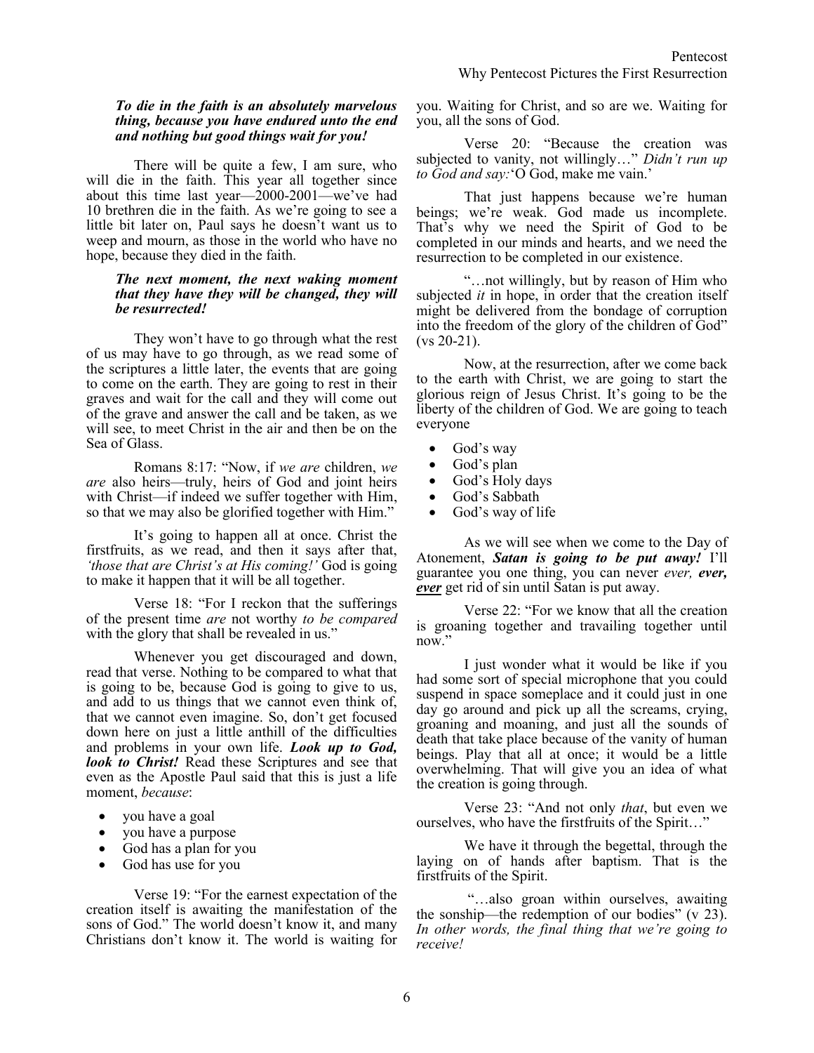***To die in the faith is an absolutely marvelous thing, because you have endured unto the end and nothing but good things wait for you!***

There will be quite a few, I am sure, who will die in the faith. This year all together since about this time last year—2000-2001—we've had 10 brethren die in the faith. As we're going to see a little bit later on, Paul says he doesn't want us to weep and mourn, as those in the world who have no hope, because they died in the faith.

***The next moment, the next waking moment that they have they will be changed, they will be resurrected!***

They won't have to go through what the rest of us may have to go through, as we read some of the scriptures a little later, the events that are going to come on the earth. They are going to rest in their graves and wait for the call and they will come out of the grave and answer the call and be taken, as we will see, to meet Christ in the air and then be on the Sea of Glass.

Romans 8:17: "Now, if *we are* children, *we are* also heirs—truly, heirs of God and joint heirs with Christ—if indeed we suffer together with Him, so that we may also be glorified together with Him."

It's going to happen all at once. Christ the firstfruits, as we read, and then it says after that, *'those that are Christ's at His coming!'* God is going to make it happen that it will be all together.

Verse 18: "For I reckon that the sufferings of the present time *are* not worthy *to be compared* with the glory that shall be revealed in us."

Whenever you get discouraged and down, read that verse. Nothing to be compared to what that is going to be, because God is going to give to us, and add to us things that we cannot even think of, that we cannot even imagine. So, don't get focused down here on just a little anthill of the difficulties and problems in your own life. ***Look up to God, look to Christ!*** Read these Scriptures and see that even as the Apostle Paul said that this is just a life moment, *because*:

- you have a goal
- you have a purpose
- God has a plan for you
- God has use for you

Verse 19: "For the earnest expectation of the creation itself is awaiting the manifestation of the sons of God." The world doesn't know it, and many Christians don't know it. The world is waiting for you. Waiting for Christ, and so are we. Waiting for you, all the sons of God.

Verse 20: "Because the creation was subjected to vanity, not willingly…" *Didn't run up to God and say:*'O God, make me vain.'

That just happens because we're human beings; we're weak. God made us incomplete. That's why we need the Spirit of God to be completed in our minds and hearts, and we need the resurrection to be completed in our existence.

"…not willingly, but by reason of Him who subjected *it* in hope, in order that the creation itself might be delivered from the bondage of corruption into the freedom of the glory of the children of God" (vs 20-21).

Now, at the resurrection, after we come back to the earth with Christ, we are going to start the glorious reign of Jesus Christ. It's going to be the liberty of the children of God. We are going to teach everyone

- God's way
- God's plan
- God's Holy days
- God's Sabbath
- God's way of life

As we will see when we come to the Day of Atonement, ***Satan is going to be put away!*** I'll guarantee you one thing, you can never *ever, **ever, <u>ever</u>*** get rid of sin until Satan is put away.

Verse 22: "For we know that all the creation is groaning together and travailing together until now."

I just wonder what it would be like if you had some sort of special microphone that you could suspend in space someplace and it could just in one day go around and pick up all the screams, crying, groaning and moaning, and just all the sounds of death that take place because of the vanity of human beings. Play that all at once; it would be a little overwhelming. That will give you an idea of what the creation is going through.

Verse 23: "And not only *that*, but even we ourselves, who have the firstfruits of the Spirit…"

We have it through the begettal, through the laying on of hands after baptism. That is the firstfruits of the Spirit.

"…also groan within ourselves, awaiting the sonship—the redemption of our bodies" (v 23). *In other words, the final thing that we're going to receive!*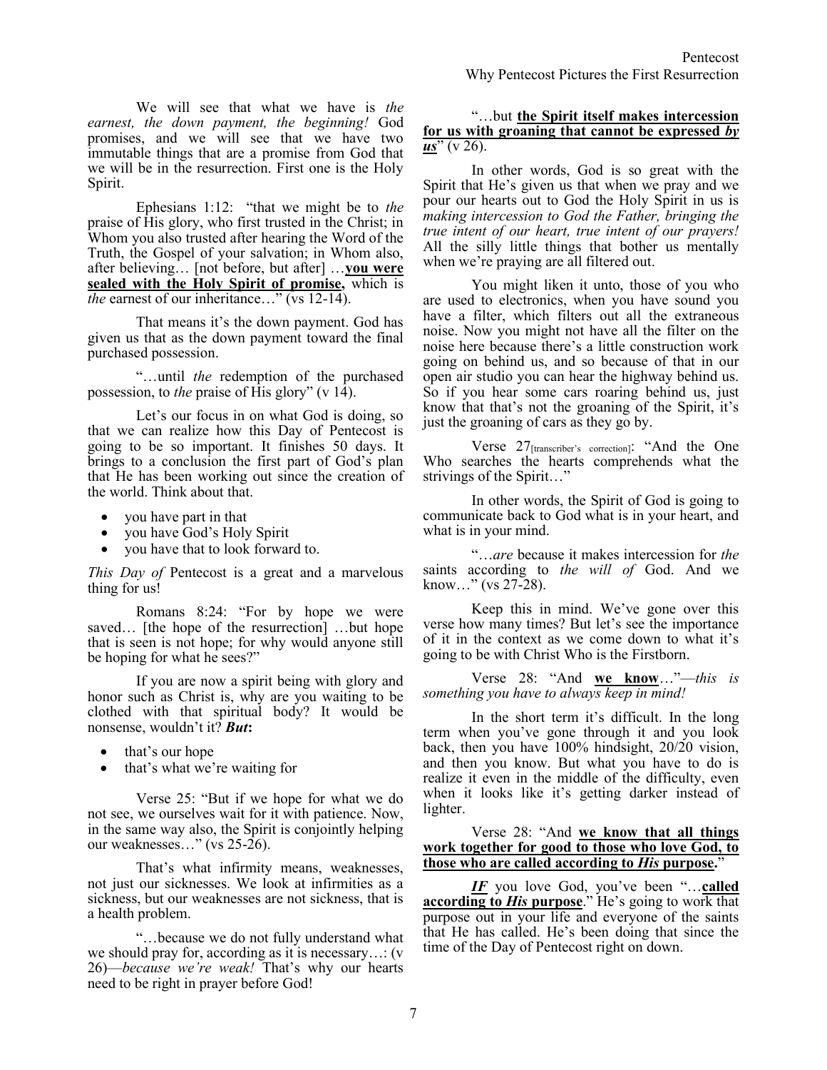We will see that what we have is *the earnest, the down payment, the beginning!* God promises, and we will see that we have two immutable things that are a promise from God that we will be in the resurrection. First one is the Holy Spirit.

Ephesians 1:12: "that we might be to *the* praise of His glory, who first trusted in the Christ; in Whom you also trusted after hearing the Word of the Truth, the Gospel of your salvation; in Whom also, after believing… [not before, but after] …**<u>you were sealed with the Holy Spirit of promise,</u>** which is *the* earnest of our inheritance…" (vs 12-14).

That means it's the down payment. God has given us that as the down payment toward the final purchased possession.

"…until *the* redemption of the purchased possession, to *the* praise of His glory" (v 14).

Let's our focus in on what God is doing, so that we can realize how this Day of Pentecost is going to be so important. It finishes 50 days. It brings to a conclusion the first part of God's plan that He has been working out since the creation of the world. Think about that.

- you have part in that
- you have God's Holy Spirit
- you have that to look forward to.

*This Day of* Pentecost is a great and a marvelous thing for us!

Romans 8:24: "For by hope we were saved… [the hope of the resurrection] …but hope that is seen is not hope; for why would anyone still be hoping for what he sees?"

If you are now a spirit being with glory and honor such as Christ is, why are you waiting to be clothed with that spiritual body? It would be nonsense, wouldn't it? ***But*****:**

- that's our hope
- that's what we're waiting for

Verse 25: "But if we hope for what we do not see, we ourselves wait for it with patience. Now, in the same way also, the Spirit is conjointly helping our weaknesses…" (vs 25-26).

That's what infirmity means, weaknesses, not just our sicknesses. We look at infirmities as a sickness, but our weaknesses are not sickness, that is a health problem.

"…because we do not fully understand what we should pray for, according as it is necessary…: (v 26)—*because we're weak!* That's why our hearts need to be right in prayer before God!

"…but **<u>the Spirit itself makes intercession for us with groaning that cannot be expressed *by us*</u>**" (v 26).

In other words, God is so great with the Spirit that He's given us that when we pray and we pour our hearts out to God the Holy Spirit in us is *making intercession to God the Father, bringing the true intent of our heart, true intent of our prayers!* All the silly little things that bother us mentally when we're praying are all filtered out.

You might liken it unto, those of you who are used to electronics, when you have sound you have a filter, which filters out all the extraneous noise. Now you might not have all the filter on the noise here because there's a little construction work going on behind us, and so because of that in our open air studio you can hear the highway behind us. So if you hear some cars roaring behind us, just know that that's not the groaning of the Spirit, it's just the groaning of cars as they go by.

Verse 27[transcriber's correction]: "And the One Who searches the hearts comprehends what the strivings of the Spirit…"

In other words, the Spirit of God is going to communicate back to God what is in your heart, and what is in your mind.

"…*are* because it makes intercession for *the* saints according to *the will of* God. And we know…" (vs 27-28).

Keep this in mind. We've gone over this verse how many times? But let's see the importance of it in the context as we come down to what it's going to be with Christ Who is the Firstborn.

Verse 28: "And **<u>we know</u>**…"—*this is something you have to always keep in mind!*

In the short term it's difficult. In the long term when you've gone through it and you look back, then you have 100% hindsight, 20/20 vision, and then you know. But what you have to do is realize it even in the middle of the difficulty, even when it looks like it's getting darker instead of lighter.

Verse 28: "And **<u>we know that all things work together for good to those who love God, to those who are called according to *His* purpose.</u>**"

***<u>IF</u>*** you love God, you've been "…**<u>called according to *His* purpose</u>**." He's going to work that purpose out in your life and everyone of the saints that He has called. He's been doing that since the time of the Day of Pentecost right on down.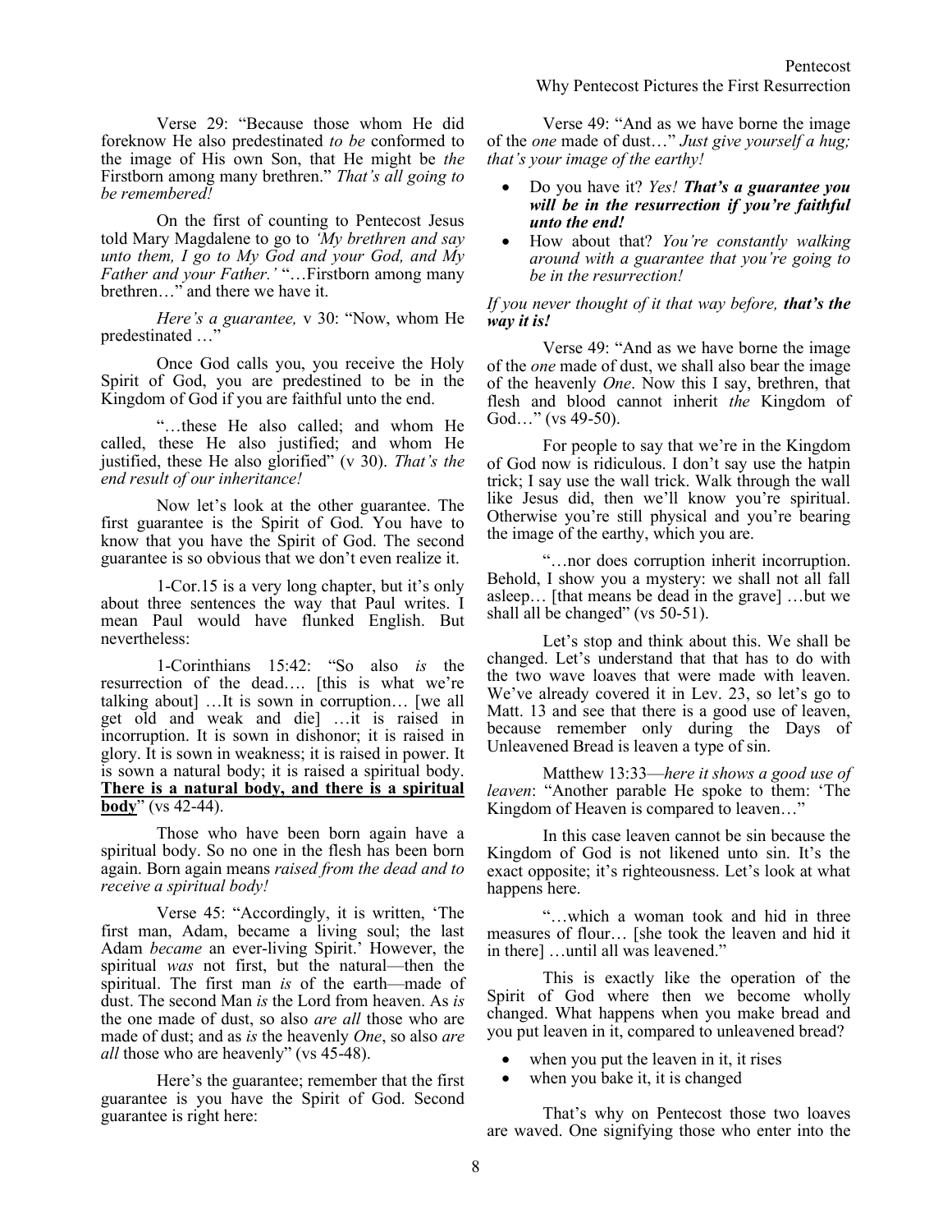Verse 29: "Because those whom He did foreknow He also predestinated *to be* conformed to the image of His own Son, that He might be *the* Firstborn among many brethren." *That's all going to be remembered!*

On the first of counting to Pentecost Jesus told Mary Magdalene to go to *'My brethren and say unto them, I go to My God and your God, and My Father and your Father.'* "…Firstborn among many brethren…" and there we have it.

*Here's a guarantee,* v 30: "Now, whom He predestinated …"

Once God calls you, you receive the Holy Spirit of God, you are predestined to be in the Kingdom of God if you are faithful unto the end.

"…these He also called; and whom He called, these He also justified; and whom He justified, these He also glorified" (v 30). *That's the end result of our inheritance!*

Now let's look at the other guarantee. The first guarantee is the Spirit of God. You have to know that you have the Spirit of God. The second guarantee is so obvious that we don't even realize it.

1-Cor.15 is a very long chapter, but it's only about three sentences the way that Paul writes. I mean Paul would have flunked English. But nevertheless:

1-Corinthians 15:42: "So also *is* the resurrection of the dead…. [this is what we're talking about] …It is sown in corruption… [we all get old and weak and die] …it is raised in incorruption. It is sown in dishonor; it is raised in glory. It is sown in weakness; it is raised in power. It is sown a natural body; it is raised a spiritual body. **There is a natural body, and there is a spiritual body**" (vs 42-44).

Those who have been born again have a spiritual body. So no one in the flesh has been born again. Born again means *raised from the dead and to receive a spiritual body!*

Verse 45: "Accordingly, it is written, 'The first man, Adam, became a living soul; the last Adam *became* an ever-living Spirit.' However, the spiritual *was* not first, but the natural—then the spiritual. The first man *is* of the earth—made of dust. The second Man *is* the Lord from heaven. As *is* the one made of dust, so also *are all* those who are made of dust; and as *is* the heavenly *One*, so also *are all* those who are heavenly" (vs 45-48).

Here's the guarantee; remember that the first guarantee is you have the Spirit of God. Second guarantee is right here:

Verse 49: "And as we have borne the image of the *one* made of dust…" *Just give yourself a hug; that's your image of the earthy!*

- Do you have it? *Yes!* ***That's a guarantee you will be in the resurrection if you're faithful unto the end!***
- How about that? *You're constantly walking around with a guarantee that you're going to be in the resurrection!*

*If you never thought of it that way before,* ***that's the way it is!***

Verse 49: "And as we have borne the image of the *one* made of dust, we shall also bear the image of the heavenly *One*. Now this I say, brethren, that flesh and blood cannot inherit *the* Kingdom of God…" (vs 49-50).

For people to say that we're in the Kingdom of God now is ridiculous. I don't say use the hatpin trick; I say use the wall trick. Walk through the wall like Jesus did, then we'll know you're spiritual. Otherwise you're still physical and you're bearing the image of the earthy, which you are.

"…nor does corruption inherit incorruption. Behold, I show you a mystery: we shall not all fall asleep… [that means be dead in the grave] …but we shall all be changed" (vs 50-51).

Let's stop and think about this. We shall be changed. Let's understand that that has to do with the two wave loaves that were made with leaven. We've already covered it in Lev. 23, so let's go to Matt. 13 and see that there is a good use of leaven, because remember only during the Days of Unleavened Bread is leaven a type of sin.

Matthew 13:33—*here it shows a good use of leaven*: "Another parable He spoke to them: 'The Kingdom of Heaven is compared to leaven…"

In this case leaven cannot be sin because the Kingdom of God is not likened unto sin. It's the exact opposite; it's righteousness. Let's look at what happens here.

"…which a woman took and hid in three measures of flour… [she took the leaven and hid it in there] …until all was leavened."

This is exactly like the operation of the Spirit of God where then we become wholly changed. What happens when you make bread and you put leaven in it, compared to unleavened bread?

- when you put the leaven in it, it rises
- when you bake it, it is changed

That's why on Pentecost those two loaves are waved. One signifying those who enter into the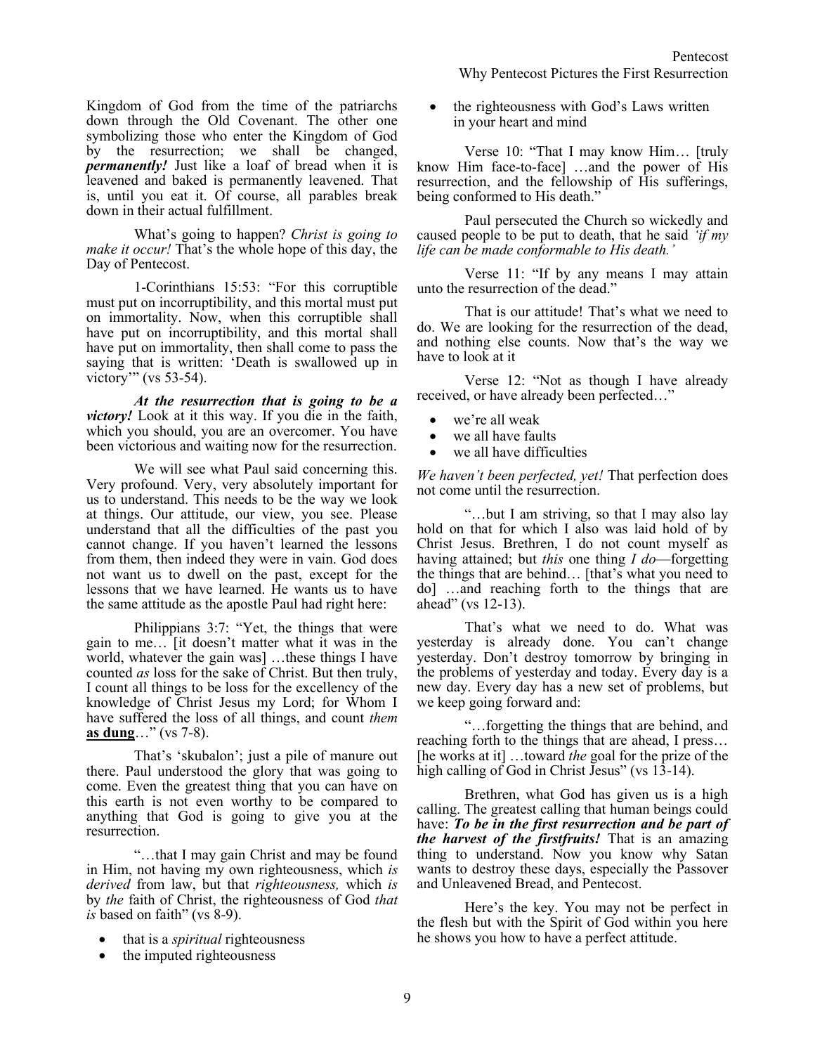Kingdom of God from the time of the patriarchs down through the Old Covenant. The other one symbolizing those who enter the Kingdom of God by the resurrection; we shall be changed, ***permanently!*** Just like a loaf of bread when it is leavened and baked is permanently leavened. That is, until you eat it. Of course, all parables break down in their actual fulfillment.

What's going to happen? *Christ is going to make it occur!* That's the whole hope of this day, the Day of Pentecost.

1-Corinthians 15:53: "For this corruptible must put on incorruptibility, and this mortal must put on immortality. Now, when this corruptible shall have put on incorruptibility, and this mortal shall have put on immortality, then shall come to pass the saying that is written: 'Death is swallowed up in victory'" (vs 53-54).

***At the resurrection that is going to be a victory!*** Look at it this way. If you die in the faith, which you should, you are an overcomer. You have been victorious and waiting now for the resurrection.

We will see what Paul said concerning this. Very profound. Very, very absolutely important for us to understand. This needs to be the way we look at things. Our attitude, our view, you see. Please understand that all the difficulties of the past you cannot change. If you haven't learned the lessons from them, then indeed they were in vain. God does not want us to dwell on the past, except for the lessons that we have learned. He wants us to have the same attitude as the apostle Paul had right here:

Philippians 3:7: "Yet, the things that were gain to me… [it doesn't matter what it was in the world, whatever the gain was] …these things I have counted *as* loss for the sake of Christ. But then truly, I count all things to be loss for the excellency of the knowledge of Christ Jesus my Lord; for Whom I have suffered the loss of all things, and count *them* **as dung**…" (vs 7-8).

That's 'skubalon'; just a pile of manure out there. Paul understood the glory that was going to come. Even the greatest thing that you can have on this earth is not even worthy to be compared to anything that God is going to give you at the resurrection.

"…that I may gain Christ and may be found in Him, not having my own righteousness, which *is derived* from law, but that *righteousness,* which *is* by *the* faith of Christ, the righteousness of God *that is* based on faith" (vs 8-9).

- that is a *spiritual* righteousness
- the imputed righteousness
- the righteousness with God's Laws written in your heart and mind

Verse 10: "That I may know Him… [truly know Him face-to-face] …and the power of His resurrection, and the fellowship of His sufferings, being conformed to His death."

Paul persecuted the Church so wickedly and caused people to be put to death, that he said *'if my life can be made conformable to His death.'*

Verse 11: "If by any means I may attain unto the resurrection of the dead."

That is our attitude! That's what we need to do. We are looking for the resurrection of the dead, and nothing else counts. Now that's the way we have to look at it

Verse 12: "Not as though I have already received, or have already been perfected…"

- we're all weak
- we all have faults
- we all have difficulties

*We haven't been perfected, yet!* That perfection does not come until the resurrection.

"…but I am striving, so that I may also lay hold on that for which I also was laid hold of by Christ Jesus. Brethren, I do not count myself as having attained; but *this* one thing *I do*—forgetting the things that are behind… [that's what you need to do] …and reaching forth to the things that are ahead" (vs 12-13).

That's what we need to do. What was yesterday is already done. You can't change yesterday. Don't destroy tomorrow by bringing in the problems of yesterday and today. Every day is a new day. Every day has a new set of problems, but we keep going forward and:

"…forgetting the things that are behind, and reaching forth to the things that are ahead, I press… [he works at it] …toward *the* goal for the prize of the high calling of God in Christ Jesus" (vs 13-14).

Brethren, what God has given us is a high calling. The greatest calling that human beings could have: ***To be in the first resurrection and be part of the harvest of the firstfruits!*** That is an amazing thing to understand. Now you know why Satan wants to destroy these days, especially the Passover and Unleavened Bread, and Pentecost.

Here's the key. You may not be perfect in the flesh but with the Spirit of God within you here he shows you how to have a perfect attitude.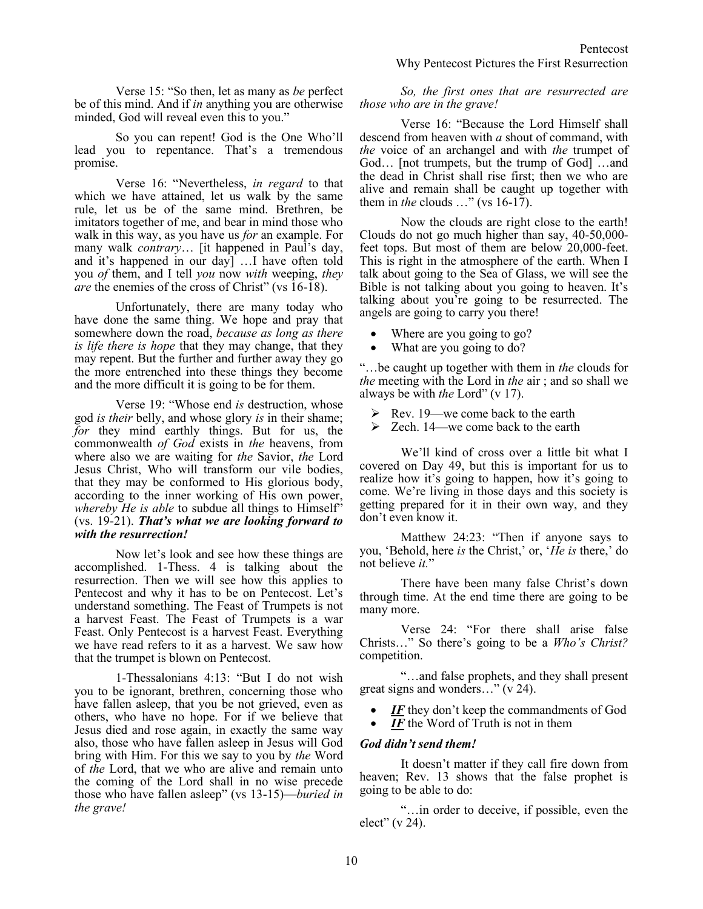Verse 15: "So then, let as many as *be* perfect be of this mind. And if *in* anything you are otherwise minded, God will reveal even this to you."

So you can repent! God is the One Who'll lead you to repentance. That's a tremendous promise.

Verse 16: "Nevertheless, *in regard* to that which we have attained, let us walk by the same rule, let us be of the same mind. Brethren, be imitators together of me, and bear in mind those who walk in this way, as you have us *for* an example. For many walk *contrary*… [it happened in Paul's day, and it's happened in our day] …I have often told you *of* them, and I tell *you* now *with* weeping, *they are* the enemies of the cross of Christ" (vs 16-18).

Unfortunately, there are many today who have done the same thing. We hope and pray that somewhere down the road, *because as long as there is life there is hope* that they may change, that they may repent. But the further and further away they go the more entrenched into these things they become and the more difficult it is going to be for them.

Verse 19: "Whose end *is* destruction, whose god *is their* belly, and whose glory *is* in their shame; *for* they mind earthly things. But for us, the commonwealth *of God* exists in *the* heavens, from where also we are waiting for *the* Savior, *the* Lord Jesus Christ, Who will transform our vile bodies, that they may be conformed to His glorious body, according to the inner working of His own power, *whereby He is able* to subdue all things to Himself" (vs. 19-21). ***That's what we are looking forward to with the resurrection!***

Now let's look and see how these things are accomplished. 1-Thess. 4 is talking about the resurrection. Then we will see how this applies to Pentecost and why it has to be on Pentecost. Let's understand something. The Feast of Trumpets is not a harvest Feast. The Feast of Trumpets is a war Feast. Only Pentecost is a harvest Feast. Everything we have read refers to it as a harvest. We saw how that the trumpet is blown on Pentecost.

1-Thessalonians 4:13: "But I do not wish you to be ignorant, brethren, concerning those who have fallen asleep, that you be not grieved, even as others, who have no hope. For if we believe that Jesus died and rose again, in exactly the same way also, those who have fallen asleep in Jesus will God bring with Him. For this we say to you by *the* Word of *the* Lord, that we who are alive and remain unto the coming of the Lord shall in no wise precede those who have fallen asleep" (vs 13-15)—*buried in the grave!*

*So, the first ones that are resurrected are those who are in the grave!*

Verse 16: "Because the Lord Himself shall descend from heaven with *a* shout of command, with *the* voice of an archangel and with *the* trumpet of God… [not trumpets, but the trump of God] …and the dead in Christ shall rise first; then we who are alive and remain shall be caught up together with them in *the* clouds …" (vs 16-17).

Now the clouds are right close to the earth! Clouds do not go much higher than say, 40-50,000-feet tops. But most of them are below 20,000-feet. This is right in the atmosphere of the earth. When I talk about going to the Sea of Glass, we will see the Bible is not talking about you going to heaven. It's talking about you're going to be resurrected. The angels are going to carry you there!

- Where are you going to go?
- What are you going to do?

"…be caught up together with them in *the* clouds for *the* meeting with the Lord in *the* air ; and so shall we always be with *the* Lord" (v 17).

- Rev. 19—we come back to the earth
- Zech. 14—we come back to the earth

We'll kind of cross over a little bit what I covered on Day 49, but this is important for us to realize how it's going to happen, how it's going to come. We're living in those days and this society is getting prepared for it in their own way, and they don't even know it.

Matthew 24:23: "Then if anyone says to you, 'Behold, here *is* the Christ,' or, '*He is* there,' do not believe *it*."

There have been many false Christ's down through time. At the end time there are going to be many more.

Verse 24: "For there shall arise false Christs…" So there's going to be a *Who's Christ?* competition.

"…and false prophets, and they shall present great signs and wonders…" (v 24).

- ***IF*** they don't keep the commandments of God
- ***IF*** the Word of Truth is not in them

***God didn't send them!***

It doesn't matter if they call fire down from heaven; Rev. 13 shows that the false prophet is going to be able to do:

"…in order to deceive, if possible, even the elect" (v 24).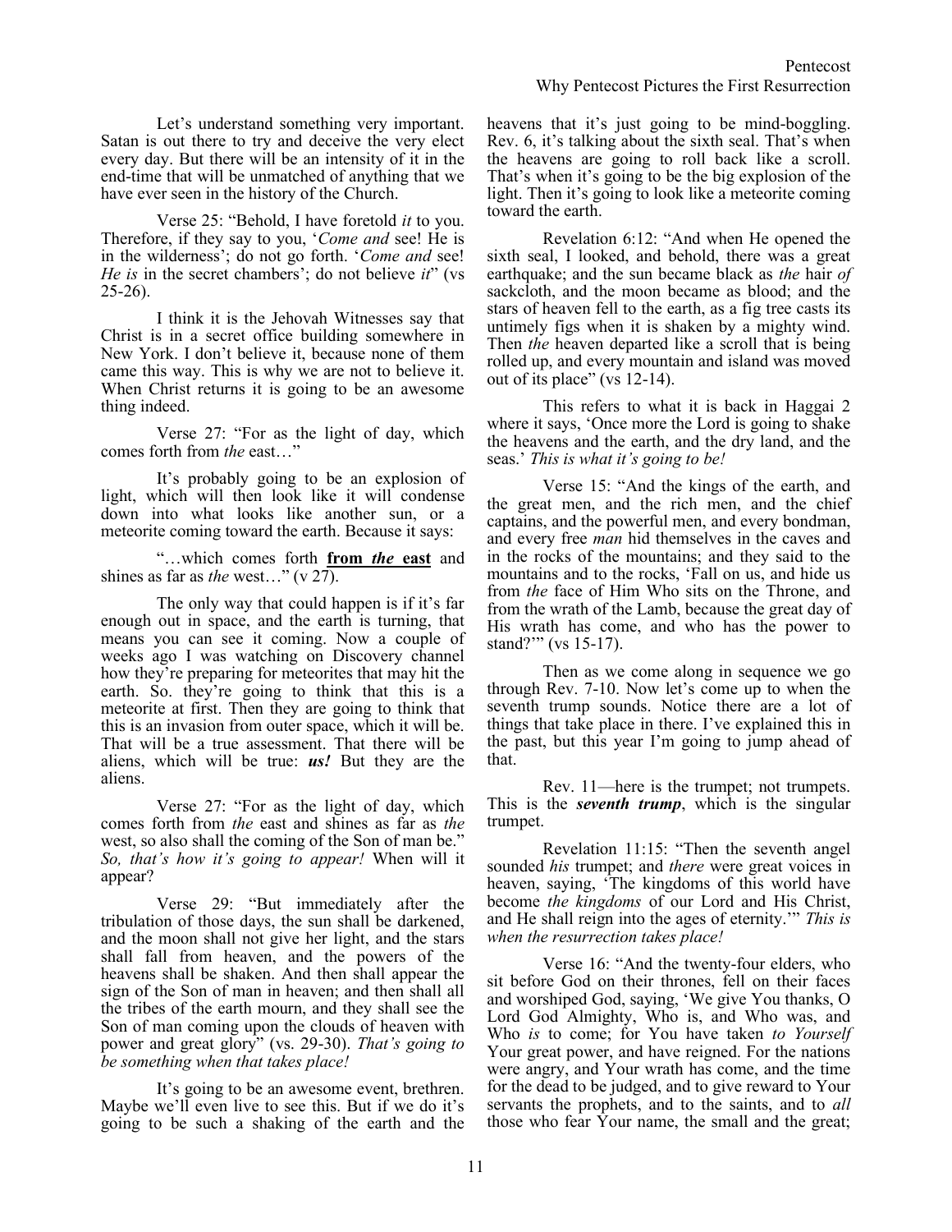Let's understand something very important. Satan is out there to try and deceive the very elect every day. But there will be an intensity of it in the end-time that will be unmatched of anything that we have ever seen in the history of the Church.

Verse 25: "Behold, I have foretold *it* to you. Therefore, if they say to you, '*Come and* see! He is in the wilderness'; do not go forth. '*Come and* see! *He is* in the secret chambers'; do not believe *it*" (vs 25-26).

I think it is the Jehovah Witnesses say that Christ is in a secret office building somewhere in New York. I don't believe it, because none of them came this way. This is why we are not to believe it. When Christ returns it is going to be an awesome thing indeed.

Verse 27: "For as the light of day, which comes forth from *the* east…"

It's probably going to be an explosion of light, which will then look like it will condense down into what looks like another sun, or a meteorite coming toward the earth. Because it says:

"…which comes forth **from *the* east** and shines as far as *the* west…" (v 27).

The only way that could happen is if it's far enough out in space, and the earth is turning, that means you can see it coming. Now a couple of weeks ago I was watching on Discovery channel how they're preparing for meteorites that may hit the earth. So. they're going to think that this is a meteorite at first. Then they are going to think that this is an invasion from outer space, which it will be. That will be a true assessment. That there will be aliens, which will be true: ***us!*** But they are the aliens.

Verse 27: "For as the light of day, which comes forth from *the* east and shines as far as *the* west, so also shall the coming of the Son of man be." *So, that's how it's going to appear!* When will it appear?

Verse 29: "But immediately after the tribulation of those days, the sun shall be darkened, and the moon shall not give her light, and the stars shall fall from heaven, and the powers of the heavens shall be shaken. And then shall appear the sign of the Son of man in heaven; and then shall all the tribes of the earth mourn, and they shall see the Son of man coming upon the clouds of heaven with power and great glory" (vs. 29-30). *That's going to be something when that takes place!*

It's going to be an awesome event, brethren. Maybe we'll even live to see this. But if we do it's going to be such a shaking of the earth and the heavens that it's just going to be mind-boggling. Rev. 6, it's talking about the sixth seal. That's when the heavens are going to roll back like a scroll. That's when it's going to be the big explosion of the light. Then it's going to look like a meteorite coming toward the earth.

Revelation 6:12: "And when He opened the sixth seal, I looked, and behold, there was a great earthquake; and the sun became black as *the* hair *of* sackcloth, and the moon became as blood; and the stars of heaven fell to the earth, as a fig tree casts its untimely figs when it is shaken by a mighty wind. Then *the* heaven departed like a scroll that is being rolled up, and every mountain and island was moved out of its place" (vs 12-14).

This refers to what it is back in Haggai 2 where it says, 'Once more the Lord is going to shake the heavens and the earth, and the dry land, and the seas.' *This is what it's going to be!*

Verse 15: "And the kings of the earth, and the great men, and the rich men, and the chief captains, and the powerful men, and every bondman, and every free *man* hid themselves in the caves and in the rocks of the mountains; and they said to the mountains and to the rocks, 'Fall on us, and hide us from *the* face of Him Who sits on the Throne, and from the wrath of the Lamb, because the great day of His wrath has come, and who has the power to stand?'" (vs 15-17).

Then as we come along in sequence we go through Rev. 7-10. Now let's come up to when the seventh trump sounds. Notice there are a lot of things that take place in there. I've explained this in the past, but this year I'm going to jump ahead of that.

Rev. 11—here is the trumpet; not trumpets. This is the ***seventh trump***, which is the singular trumpet.

Revelation 11:15: "Then the seventh angel sounded *his* trumpet; and *there* were great voices in heaven, saying, 'The kingdoms of this world have become *the kingdoms* of our Lord and His Christ, and He shall reign into the ages of eternity.'" *This is when the resurrection takes place!*

Verse 16: "And the twenty-four elders, who sit before God on their thrones, fell on their faces and worshiped God, saying, 'We give You thanks, O Lord God Almighty, Who is, and Who was, and Who *is* to come; for You have taken *to Yourself* Your great power, and have reigned. For the nations were angry, and Your wrath has come, and the time for the dead to be judged, and to give reward to Your servants the prophets, and to the saints, and to *all* those who fear Your name, the small and the great;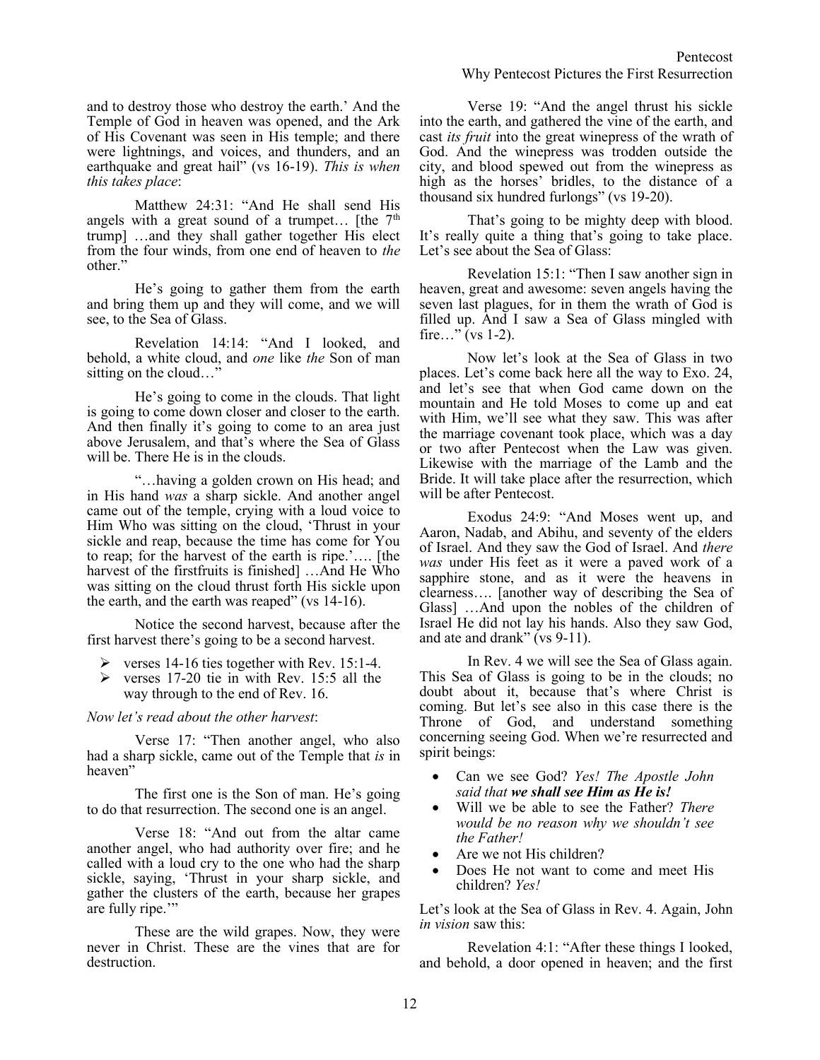and to destroy those who destroy the earth.' And the Temple of God in heaven was opened, and the Ark of His Covenant was seen in His temple; and there were lightnings, and voices, and thunders, and an earthquake and great hail" (vs 16-19). *This is when this takes place*:

Matthew 24:31: "And He shall send His angels with a great sound of a trumpet… [the 7th trump] …and they shall gather together His elect from the four winds, from one end of heaven to *the* other."

He's going to gather them from the earth and bring them up and they will come, and we will see, to the Sea of Glass.

Revelation 14:14: "And I looked, and behold, a white cloud, and *one* like *the* Son of man sitting on the cloud…"

He's going to come in the clouds. That light is going to come down closer and closer to the earth. And then finally it's going to come to an area just above Jerusalem, and that's where the Sea of Glass will be. There He is in the clouds.

"…having a golden crown on His head; and in His hand *was* a sharp sickle. And another angel came out of the temple, crying with a loud voice to Him Who was sitting on the cloud, 'Thrust in your sickle and reap, because the time has come for You to reap; for the harvest of the earth is ripe.'…. [the harvest of the firstfruits is finished] …And He Who was sitting on the cloud thrust forth His sickle upon the earth, and the earth was reaped" (vs 14-16).

Notice the second harvest, because after the first harvest there's going to be a second harvest.

- verses 14-16 ties together with Rev. 15:1-4.
- verses 17-20 tie in with Rev. 15:5 all the way through to the end of Rev. 16.

*Now let's read about the other harvest*:

Verse 17: "Then another angel, who also had a sharp sickle, came out of the Temple that *is* in heaven"

The first one is the Son of man. He's going to do that resurrection. The second one is an angel.

Verse 18: "And out from the altar came another angel, who had authority over fire; and he called with a loud cry to the one who had the sharp sickle, saying, 'Thrust in your sharp sickle, and gather the clusters of the earth, because her grapes are fully ripe.'"

These are the wild grapes. Now, they were never in Christ. These are the vines that are for destruction.

Verse 19: "And the angel thrust his sickle into the earth, and gathered the vine of the earth, and cast *its fruit* into the great winepress of the wrath of God. And the winepress was trodden outside the city, and blood spewed out from the winepress as high as the horses' bridles, to the distance of a thousand six hundred furlongs" (vs 19-20).

That's going to be mighty deep with blood. It's really quite a thing that's going to take place. Let's see about the Sea of Glass:

Revelation 15:1: "Then I saw another sign in heaven, great and awesome: seven angels having the seven last plagues, for in them the wrath of God is filled up. And I saw a Sea of Glass mingled with fire…" (vs 1-2).

Now let's look at the Sea of Glass in two places. Let's come back here all the way to Exo. 24, and let's see that when God came down on the mountain and He told Moses to come up and eat with Him, we'll see what they saw. This was after the marriage covenant took place, which was a day or two after Pentecost when the Law was given. Likewise with the marriage of the Lamb and the Bride. It will take place after the resurrection, which will be after Pentecost.

Exodus 24:9: "And Moses went up, and Aaron, Nadab, and Abihu, and seventy of the elders of Israel. And they saw the God of Israel. And *there was* under His feet as it were a paved work of a sapphire stone, and as it were the heavens in clearness…. [another way of describing the Sea of Glass] …And upon the nobles of the children of Israel He did not lay his hands. Also they saw God, and ate and drank" (vs 9-11).

In Rev. 4 we will see the Sea of Glass again. This Sea of Glass is going to be in the clouds; no doubt about it, because that's where Christ is coming. But let's see also in this case there is the Throne of God, and understand something concerning seeing God. When we're resurrected and spirit beings:

- Can we see God? *Yes! The Apostle John said that **we shall see Him as He is!***
- Will we be able to see the Father? *There would be no reason why we shouldn't see the Father!*
- Are we not His children?
- Does He not want to come and meet His children? *Yes!*

Let's look at the Sea of Glass in Rev. 4. Again, John *in vision* saw this:

Revelation 4:1: "After these things I looked, and behold, a door opened in heaven; and the first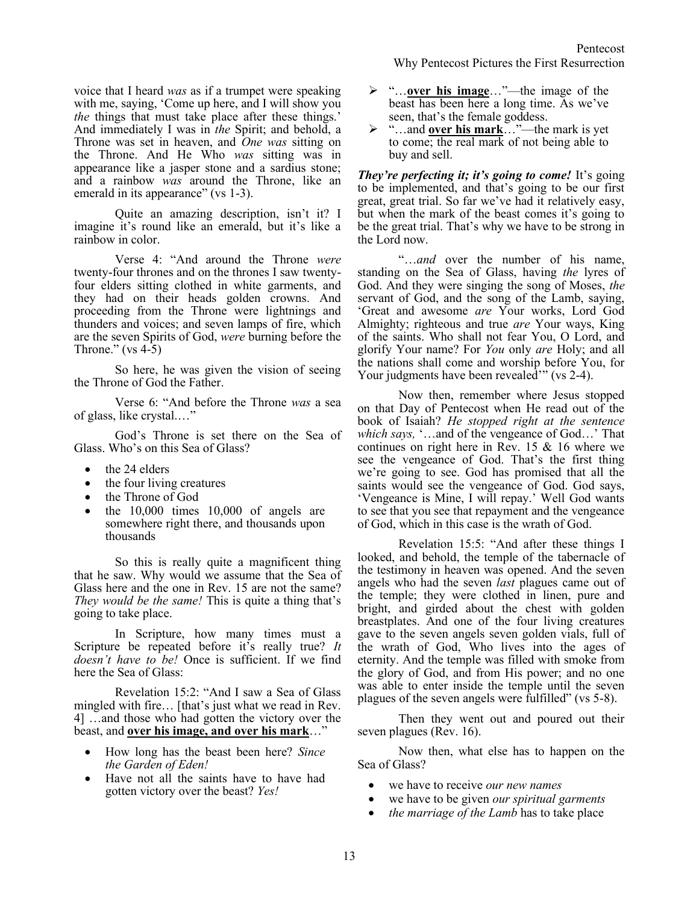voice that I heard *was* as if a trumpet were speaking with me, saying, 'Come up here, and I will show you *the* things that must take place after these things.' And immediately I was in *the* Spirit; and behold, a Throne was set in heaven, and *One was* sitting on the Throne. And He Who *was* sitting was in appearance like a jasper stone and a sardius stone; and a rainbow *was* around the Throne, like an emerald in its appearance" (vs 1-3).

Quite an amazing description, isn't it? I imagine it's round like an emerald, but it's like a rainbow in color.

Verse 4: "And around the Throne *were* twenty-four thrones and on the thrones I saw twenty-four elders sitting clothed in white garments, and they had on their heads golden crowns. And proceeding from the Throne were lightnings and thunders and voices; and seven lamps of fire, which are the seven Spirits of God, *were* burning before the Throne." (vs 4-5)

So here, he was given the vision of seeing the Throne of God the Father.

Verse 6: "And before the Throne *was* a sea of glass, like crystal.…"

God's Throne is set there on the Sea of Glass. Who's on this Sea of Glass?

- the 24 elders
- the four living creatures
- the Throne of God
- the 10,000 times 10,000 of angels are somewhere right there, and thousands upon thousands

So this is really quite a magnificent thing that he saw. Why would we assume that the Sea of Glass here and the one in Rev. 15 are not the same? *They would be the same!* This is quite a thing that's going to take place.

In Scripture, how many times must a Scripture be repeated before it's really true? *It doesn't have to be!* Once is sufficient. If we find here the Sea of Glass:

Revelation 15:2: "And I saw a Sea of Glass mingled with fire… [that's just what we read in Rev. 4] …and those who had gotten the victory over the beast, and <u>**over his image, and over his mark**</u>…"

- How long has the beast been here? *Since the Garden of Eden!*
- Have not all the saints have to have had gotten victory over the beast? *Yes!*

- "…<u>**over his image**</u>…"—the image of the beast has been here a long time. As we've seen, that's the female goddess.
- "…and <u>**over his mark**</u>…"—the mark is yet to come; the real mark of not being able to buy and sell.

***They're perfecting it; it's going to come!*** It's going to be implemented, and that's going to be our first great, great trial. So far we've had it relatively easy, but when the mark of the beast comes it's going to be the great trial. That's why we have to be strong in the Lord now.

"…*and* over the number of his name, standing on the Sea of Glass, having *the* lyres of God. And they were singing the song of Moses, *the* servant of God, and the song of the Lamb, saying, 'Great and awesome *are* Your works, Lord God Almighty; righteous and true *are* Your ways, King of the saints. Who shall not fear You, O Lord, and glorify Your name? For *You* only *are* Holy; and all the nations shall come and worship before You, for Your judgments have been revealed'" (vs 2-4).

Now then, remember where Jesus stopped on that Day of Pentecost when He read out of the book of Isaiah? *He stopped right at the sentence which says,* '…and of the vengeance of God…' That continues on right here in Rev. 15 & 16 where we see the vengeance of God. That's the first thing we're going to see. God has promised that all the saints would see the vengeance of God. God says, 'Vengeance is Mine, I will repay.' Well God wants to see that you see that repayment and the vengeance of God, which in this case is the wrath of God.

Revelation 15:5: "And after these things I looked, and behold, the temple of the tabernacle of the testimony in heaven was opened. And the seven angels who had the seven *last* plagues came out of the temple; they were clothed in linen, pure and bright, and girded about the chest with golden breastplates. And one of the four living creatures gave to the seven angels seven golden vials, full of the wrath of God, Who lives into the ages of eternity. And the temple was filled with smoke from the glory of God, and from His power; and no one was able to enter inside the temple until the seven plagues of the seven angels were fulfilled" (vs 5-8).

Then they went out and poured out their seven plagues (Rev. 16).

Now then, what else has to happen on the Sea of Glass?

- we have to receive *our new names*
- we have to be given *our spiritual garments*
- *the marriage of the Lamb* has to take place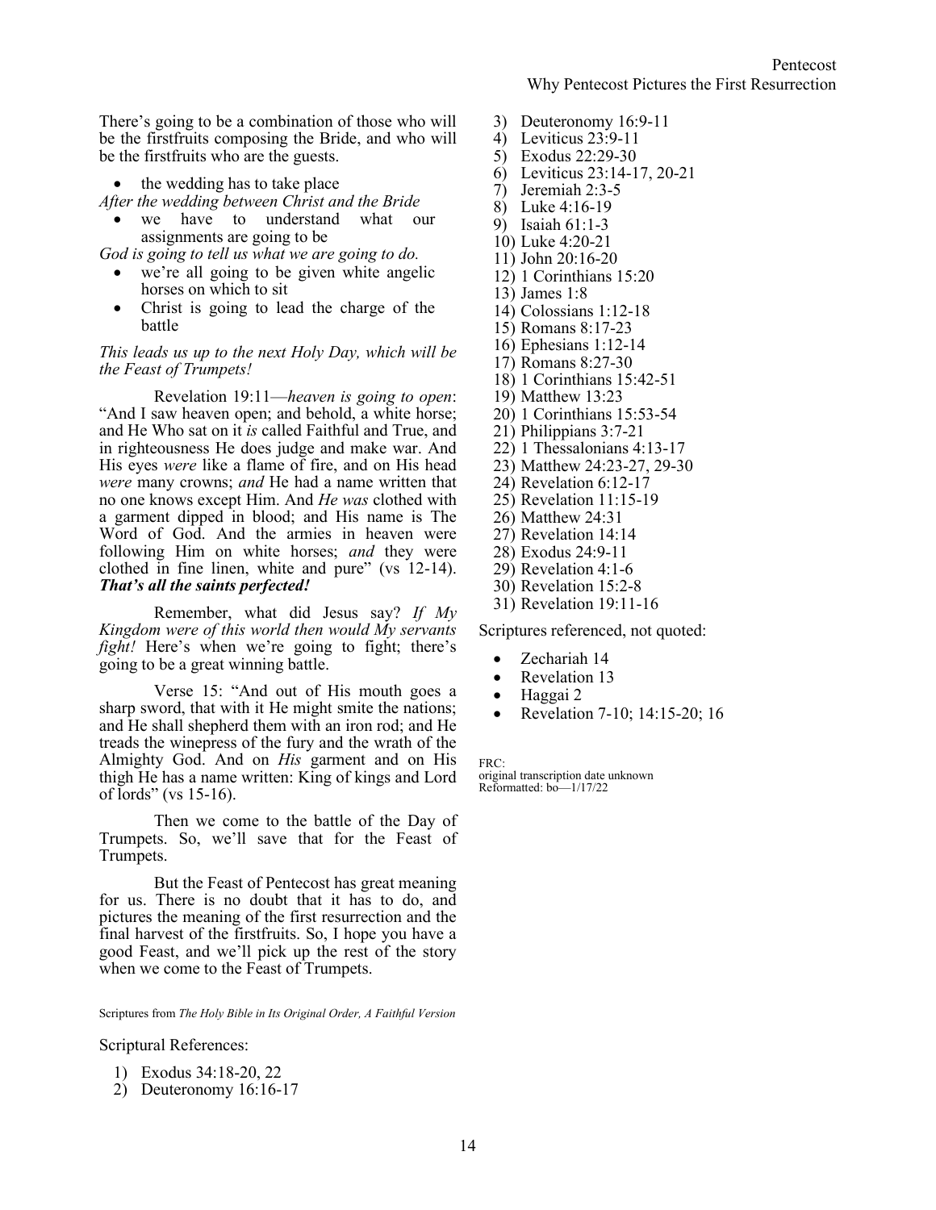There's going to be a combination of those who will be the firstfruits composing the Bride, and who will be the firstfruits who are the guests.

- the wedding has to take place

*After the wedding between Christ and the Bride*

- we have to understand what our assignments are going to be

*God is going to tell us what we are going to do.*

- we're all going to be given white angelic horses on which to sit
- Christ is going to lead the charge of the battle

*This leads us up to the next Holy Day, which will be the Feast of Trumpets!*

Revelation 19:11—*heaven is going to open*: "And I saw heaven open; and behold, a white horse; and He Who sat on it *is* called Faithful and True, and in righteousness He does judge and make war. And His eyes *were* like a flame of fire, and on His head *were* many crowns; *and* He had a name written that no one knows except Him. And *He was* clothed with a garment dipped in blood; and His name is The Word of God. And the armies in heaven were following Him on white horses; *and* they were clothed in fine linen, white and pure" (vs 12-14). ***That's all the saints perfected!***

Remember, what did Jesus say? *If My Kingdom were of this world then would My servants fight!* Here's when we're going to fight; there's going to be a great winning battle.

Verse 15: "And out of His mouth goes a sharp sword, that with it He might smite the nations; and He shall shepherd them with an iron rod; and He treads the winepress of the fury and the wrath of the Almighty God. And on *His* garment and on His thigh He has a name written: King of kings and Lord of lords" (vs 15-16).

Then we come to the battle of the Day of Trumpets. So, we'll save that for the Feast of Trumpets.

But the Feast of Pentecost has great meaning for us. There is no doubt that it has to do, and pictures the meaning of the first resurrection and the final harvest of the firstfruits. So, I hope you have a good Feast, and we'll pick up the rest of the story when we come to the Feast of Trumpets.

Scriptures from *The Holy Bible in Its Original Order, A Faithful Version*

Scriptural References:

1) Exodus 34:18-20, 22
2) Deuteronomy 16:16-17
3) Deuteronomy 16:9-11
4) Leviticus 23:9-11
5) Exodus 22:29-30
6) Leviticus 23:14-17, 20-21
7) Jeremiah 2:3-5
8) Luke 4:16-19
9) Isaiah 61:1-3
10) Luke 4:20-21
11) John 20:16-20
12) 1 Corinthians 15:20
13) James 1:8
14) Colossians 1:12-18
15) Romans 8:17-23
16) Ephesians 1:12-14
17) Romans 8:27-30
18) 1 Corinthians 15:42-51
19) Matthew 13:23
20) 1 Corinthians 15:53-54
21) Philippians 3:7-21
22) 1 Thessalonians 4:13-17
23) Matthew 24:23-27, 29-30
24) Revelation 6:12-17
25) Revelation 11:15-19
26) Matthew 24:31
27) Revelation 14:14
28) Exodus 24:9-11
29) Revelation 4:1-6
30) Revelation 15:2-8
31) Revelation 19:11-16

Scriptures referenced, not quoted:

- Zechariah 14
- Revelation 13
- Haggai 2
- Revelation 7-10; 14:15-20; 16

FRC:
original transcription date unknown
Reformatted: bo—1/17/22